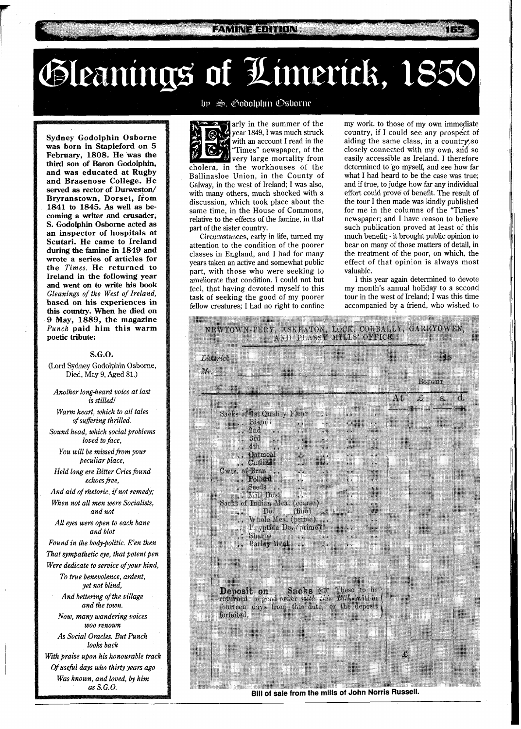# Gleanings of Limerick, 1850

by S. Godolphin Osborne

**Sydney Godolphin Osborne was born in Stapleford on 5 February, 1808. He was the third son of Baron Godolphin, and was educated at Rugby and Brasenose College. He served as rector of Durweston/ Bryranstown, Dorset, from 1841 to 1845. As well as becoming a writer and crusader, S. Godolphin Osborne acted as an inspector of hospitals at Scutari. He came to Ireland during the famine in 1849 and wrote a series of articles for the *Times*. He returned to Ireland in the following year and went on to write his book *Gleanings of the West of Ireland*, based on his experiences in this country. When he died on 9 May, 1889, the magazine *Punch* paid him this warm poetic tribute:**

**S.G.O.**

(Lord Sydney Godolphin Osborne, Died, May 9, Aged 81.)

*Another long-heard voice at last is stilled!*
*Warm heart, which to all tales of suffering thrilled.*
*Sound head, which social problems loved to face,*
*You will be missed from your peculiar place,*
*Held long ere Bitter Cries found echoes free,*
*And aid of rhetoric, if not remedy;*
*When not all men were Socialists, and not*
*All eyes were open to each bane and blot*
*Found in the body-politic. E'en then*
*That sympathetic eye, that potent pen*
*Were dedicate to service of your kind,*
*To true benevolence, ardent, yet not blind,*
*And bettering of the village and the town.*
*Now, many wandering voices woo renown*
*As Social Oracles. But Punch looks back*
*With praise upon his honourable track*
*Of useful days who thirty years ago*
*Was known, and loved, by him as S.G.O.*

Early in the summer of the year 1849, I was much struck with an account I read in the "Times" newspaper, of the very large mortality from cholera, in the workhouses of the Ballinasloe Union, in the County of Galway, in the west of Ireland; I was also, with many others, much shocked with a discussion, which took place about the same time, in the House of Commons, relative to the effects of the famine, in that part of the sister country.

Circumstances, early in life, turned my attention to the condition of the poorer classes in England, and I had for many years taken an active and somewhat public part, with those who were seeking to ameliorate that condition. I could not but feel, that having devoted myself to this task of seeking the good of my poorer fellow creatures; I had no right to confine my work, to those of my own immediate country, if I could see any prospect of aiding the same class, in a country so closely connected with my own, and so easily accessible as Ireland. I therefore determined to go myself, and see how far what I had heard to be the case was true; and if true, to judge how far any individual effort could prove of benefit. The result of the tour I then made was kindly published for me in the columns of the "Times" newspaper; and I have reason to believe such publication proved at least of this much benefit; - it brought public opinion to bear on many of those matters of detail, in the treatment of the poor, on which, the effect of that opinion is always most valuable.

I this year again determined to devote my month's annual holiday to a second tour in the west of Ireland; I was this time accompanied by a friend, who wished to

NEWTOWN-PERY, ASKEATON, LOCK, CORBALLY, GARRYOWEN, AND PLASSY MILLS' OFFICE.

Limerick 18

Mr.

Bought

| | At | £ | s. | d. |
|---|---|---|---|---|
| Sacks of 1st Quality Flour | | | | |
| .. Biscuit | | | | |
| .. 2nd | | | | |
| .. 3rd | | | | |
| .. 4th | | | | |
| .. Oatmeal | | | | |
| .. Cutling | | | | |
| Cwts. of Bran | | | | |
| .. Pollard | | | | |
| .. Seeds | | | | |
| .. Mill Dust | | | | |
| Sacks of Indian Meal (coarse) | | | | |
| .. Do. (fine) | | | | |
| .. Whole Meal (prime) | | | | |
| .. Egyptian Do. (prime) | | | | |
| .. Sharps | | | | |
| .. Barley Meal | | | | |
| **Deposit on Sacks** These to be returned in good order *with this Bill*, within fourteen days from this date, or the deposit forfeited. | | | | |
| | | £ | | |

Bill of sale from the mills of John Norris Russell.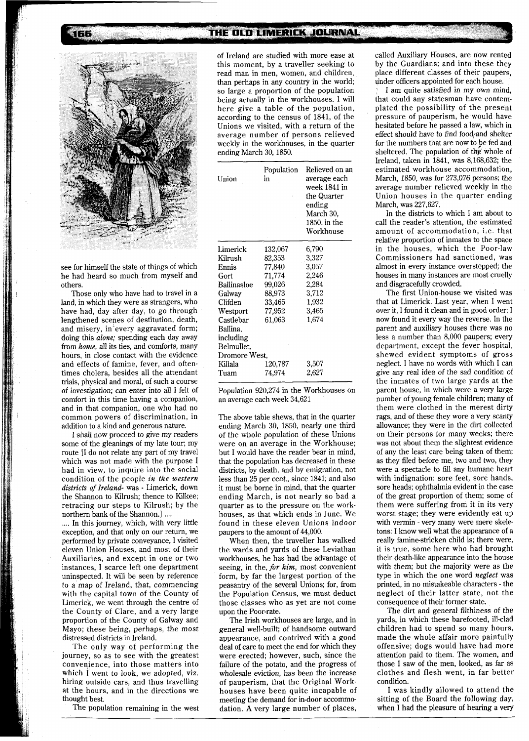see for himself the state of things of which he had heard so much from myself and others.

Those only who have had to travel in a land, in which they were as strangers, who have had, day after day, to go through lengthened scenes of destitution, death, and misery, in every aggravated form; doing this *alone;* spending each day away from *home,* all its ties, and comforts, many hours, in close contact with the evidence and effects of famine, fever, and oftentimes cholera, besides all the attendant trials, physical and moral, of such a course of investigation; can enter into all I felt of comfort in this time having a companion, and in that companion, one who had no common powers of discrimination, in addition to a kind and generous nature.

I shall now proceed to give my readers some of the gleanings of my late tour; my route [I do not relate any part of my travel which was not made with the purpose I had in view, to inquire into the social condition of the people *in the western districts of Ireland-* was - Limerick, down the Shannon to Kilrush; thence to Kilkee; retracing our steps to Kilrush; by the northern bank of the Shannon.] ....

.... In this journey, which, with very little exception, and that only on our return, we performed by private conveyance, I visited eleven Union Houses, and most of their Auxiliaries, and except in one or two instances, I scarce left one department uninspected. It will be seen by reference to a map of Ireland, that, commencing with the capital town of the County of Limerick, we went through the centre of the County of Clare, and a very large proportion of the County of Galway and Mayo; these being, perhaps, the most distressed districts in Ireland.

The only way of performing the journey, so as to see with the greatest convenience, into those matters into which I went to look, we adopted, viz. hiring outside cars, and thus travelling at the hours, and in the directions we thought best.

The population remaining in the west of Ireland are studied with more ease at this moment, by a traveller seeking to read man in men, women, and children, than perhaps in any country in the world; so large a proportion of the population being actually in the workhouses. I will here give a table of the population, according to the census of 1841, of the Unions we visited, with a return of the average number of persons relieved weekly in the workhouses, in the quarter ending March 30, 1850.

| Union | Population in | Relieved on an average each week 1841 in the Quarter ending March 30, 1850, in the Workhouse |
|---|---|---|
| Limerick | 132,067 | 6,790 |
| Kilrush | 82,353 | 3,327 |
| Ennis | 77,840 | 3,057 |
| Gort | 71,774 | 2,246 |
| Ballinasloe | 99,026 | 2,284 |
| Galway | 88,973 | 3,712 |
| Clifden | 33,465 | 1,932 |
| Westport | 77,952 | 3,465 |
| Castlebar | 61,063 | 1,674 |
| Ballina, including Belmullet, Dromore West, Killala | 120,787 | 3,507 |
| Tuam | 74,974 | 2,627 |

Population 920,274 in the Workhouses on an average each week 34,621

The above table shews, that in the quarter ending March 30, 1850, nearly one third of the whole population of these Unions were on an average in the Workhouse; but I would have the reader bear in mind, that the population has decreased in these districts, by death, and by emigration, not less than 25 per cent., since 1841; and also it must be borne in mind, that the quarter ending March, is not nearly so bad a quarter as to the pressure on the workhouses, as that which ends in June. We found in these eleven Unions indoor paupers to the amount of 44,000.

When then, the traveller has walked the wards and yards of these Leviathan workhouses, he has had the advantage of seeing, in the, *for him,* most convenient form, by far the largest portion of the peasantry of the several Unions; for, from the Population Census, we must deduct those classes who as yet are not come upon the Poor-rate.

The Irish workhouses are large, and in general well-built; of handsome outward appearance, and contrived with a good deal of care to meet the end for which they were erected; however, such, since the failure of the potato, and the progress of wholesale eviction, has been the increase of pauperism, that the Original Workhouses have been quite incapable of meeting the demand for in-door accommodation. A very large number of places, called Auxiliary Houses, are now rented by the Guardians; and into these they place different classes of their paupers, under officers appointed for each house.

I am quite satisfied in my own mind, that could any statesman have contemplated the possibility of the present pressure of pauperism, he would have hesitated before he passed a law, which in effect should have to find food and shelter for the numbers that are now to be fed and sheltered. The population of the whole of Ireland, taken in 1841, was 8,168,632; the estimated workhouse accommodation, March, 1850, was for 273,076 persons; the average number relieved weekly in the Union houses in the quarter ending March, was 227,627.

In the districts to which I am about to call the reader's attention, the estimated amount of accommodation, i.e. that relative proportion of inmates to the space in the houses, which the Poor-law Commissioners had sanctioned, was almost in every instance overstepped; the houses in many instances are most cruelly and disgracefully crowded.

The first Union-house we visited was that at Limerick. Last year, when I went over it, I found it clean and in good order; I now found it every way the reverse. In the parent and auxiliary houses there was no less a number than 8,000 paupers; every department, except the fever hospital, shewed evident symptoms of gross neglect. I have no words with which I can give any real idea of the sad condition of the inmates of two large yards at the parent house, in which were a very large number of young female children; many of them were clothed in the merest dirty rags, and of these they wore a very scanty allowance; they were in the dirt collected on their persons for many weeks; there was not about them the slightest evidence of any the least care being taken of them; as they filed before me, two and two, they were a spectacle to fill any humane heart with indignation: sore feet, sore hands, sore heads; ophthalmia evident in the case of the great proportion of them; some of them were suffering from it in its very worst stage; they were evidently eat up with vermin - very many were mere skeletons: I know well what the appearance of a really famine-stricken child is; there were, it is true, some here who had brought their death-like appearance into the house with them; but the majority were as the type in which the one word *neglect* was printed, in no mistakeable characters - the neglect of their latter state, not the consequence of their former state.

The dirt and general filthiness of the yards, in which these barefooted, ill-clad children had to spend so many hours, made the whole affair more painfully offensive; dogs would have had more attention paid to them. The women, and those I saw of the men, looked, as far as clothes and flesh went, in far better condition.

I was kindly allowed to attend the sitting of the Board the following day, when I had the pleasure of hearing a very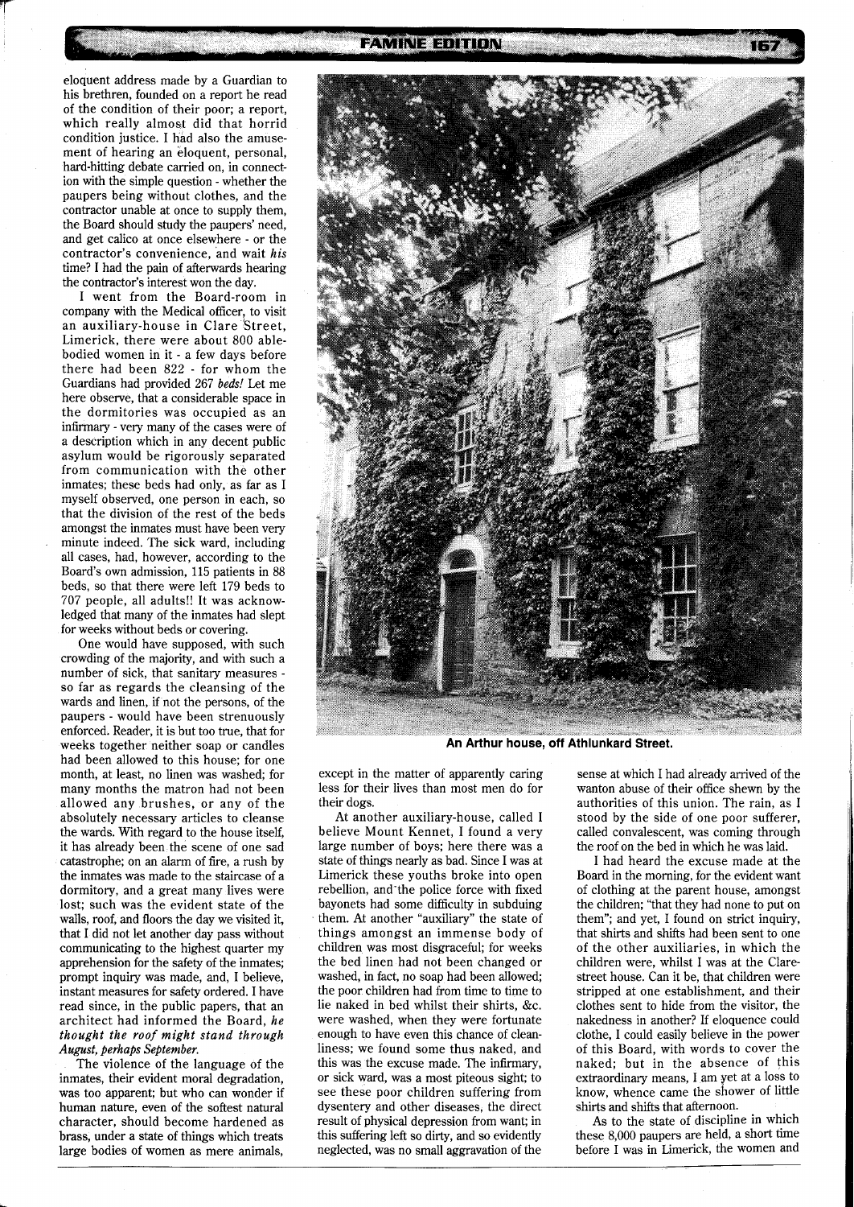eloquent address made by a Guardian to his brethren, founded on a report he read of the condition of their poor; a report, which really almost did that horrid condition justice. I had also the amusement of hearing an eloquent, personal, hard-hitting debate carried on, in connection with the simple question - whether the paupers being without clothes, and the contractor unable at once to supply them, the Board should study the paupers' need, and get calico at once elsewhere - or the contractor's convenience, and wait *his* time? I had the pain of afterwards hearing the contractor's interest won the day.

I went from the Board-room in company with the Medical officer, to visit an auxiliary-house in Clare Street, Limerick, there were about 800 able-bodied women in it - a few days before there had been 822 - for whom the Guardians had provided 267 *beds!* Let me here observe, that a considerable space in the dormitories was occupied as an infirmary - very many of the cases were of a description which in any decent public asylum would be rigorously separated from communication with the other inmates; these beds had only, as far as I myself observed, one person in each, so that the division of the rest of the beds amongst the inmates must have been very minute indeed. The sick ward, including all cases, had, however, according to the Board's own admission, 115 patients in 88 beds, so that there were left 179 beds to 707 people, all adults!! It was acknowledged that many of the inmates had slept for weeks without beds or covering.

One would have supposed, with such crowding of the majority, and with such a number of sick, that sanitary measures - so far as regards the cleansing of the wards and linen, if not the persons, of the paupers - would have been strenuously enforced. Reader, it is but too true, that for weeks together neither soap or candles had been allowed to this house; for one month, at least, no linen was washed; for many months the matron had not been allowed any brushes, or any of the absolutely necessary articles to cleanse the wards. With regard to the house itself, it has already been the scene of one sad catastrophe; on an alarm of fire, a rush by the inmates was made to the staircase of a dormitory, and a great many lives were lost; such was the evident state of the walls, roof, and floors the day we visited it, that I did not let another day pass without communicating to the highest quarter my apprehension for the safety of the inmates; prompt inquiry was made, and, I believe, instant measures for safety ordered. I have read since, in the public papers, that an architect had informed the Board, *he thought the roof might stand through August, perhaps September.*

The violence of the language of the inmates, their evident moral degradation, was too apparent; but who can wonder if human nature, even of the softest natural character, should become hardened as brass, under a state of things which treats large bodies of women as mere animals, except in the matter of apparently caring less for their lives than most men do for their dogs.

At another auxiliary-house, called I believe Mount Kennet, I found a very large number of boys; here there was a state of things nearly as bad. Since I was at Limerick these youths broke into open rebellion, and the police force with fixed bayonets had some difficulty in subduing them. At another "auxiliary" the state of things amongst an immense body of children was most disgraceful; for weeks the bed linen had not been changed or washed, in fact, no soap had been allowed; the poor children had from time to time to lie naked in bed whilst their shirts, &c. were washed, when they were fortunate enough to have even this chance of cleanliness; we found some thus naked, and this was the excuse made. The infirmary, or sick ward, was a most piteous sight; to see these poor children suffering from dysentery and other diseases, the direct result of physical depression from want; in this suffering left so dirty, and so evidently neglected, was no small aggravation of the sense at which I had already arrived of the wanton abuse of their office shewn by the authorities of this union. The rain, as I stood by the side of one poor sufferer, called convalescent, was coming through the roof on the bed in which he was laid.

I had heard the excuse made at the Board in the morning, for the evident want of clothing at the parent house, amongst the children; "that they had none to put on them"; and yet, I found on strict inquiry, that shirts and shifts had been sent to one of the other auxiliaries, in which the children were, whilst I was at the Clare-street house. Can it be, that children were stripped at one establishment, and their clothes sent to hide from the visitor, the nakedness in another? If eloquence could clothe, I could easily believe in the power of this Board, with words to cover the naked; but in the absence of this extraordinary means, I am yet at a loss to know, whence came the shower of little shirts and shifts that afternoon.

As to the state of discipline in which these 8,000 paupers are held, a short time before I was in Limerick, the women and

An Arthur house, off Athlunkard Street.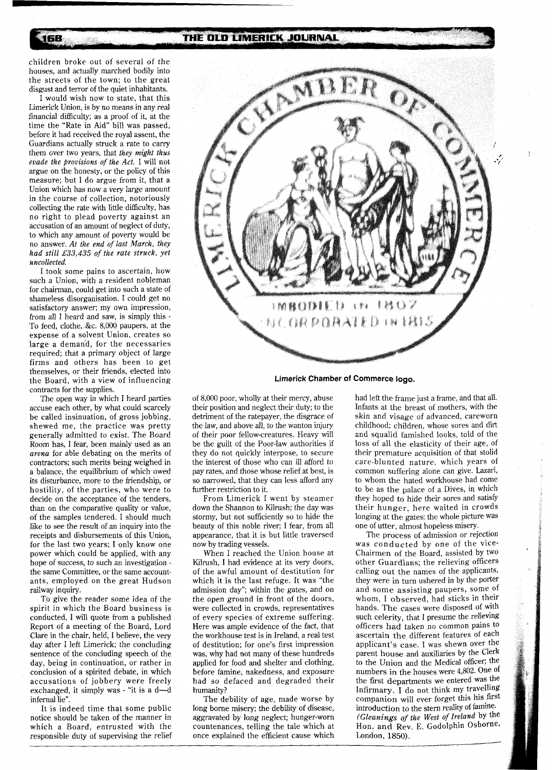children broke out of several of the houses, and actually marched bodily into the streets of the town; to the great disgust and terror of the quiet inhabitants.

I would wish now to state, that this Limerick Union, is by no means in any real financial difficulty; as a proof of it, at the time the "Rate in Aid" bill was passed, before it had received the royal assent, the Guardians actually struck a rate to carry them over two years, that *they might thus evade the provisions of the Act.* I will not argue on the honesty, or the policy of this measure; but I do argue from it, that a Union which has now a very large amount in the course of collection, notoriously collecting the rate with little difficulty, has no right to plead poverty against an accusation of an amount of neglect of duty, to which any amount of poverty would be no answer. *At the end of last March, they had still £33,435 of the rate struck, yet uncollected.*

I took some pains to ascertain, how such a Union, with a resident nobleman for chairman, could get into such a state of shameless disorganisation. I could get no satisfactory answer; my own impression, from all I heard and saw, is simply this - To feed, clothe, &c. 8,000 paupers, at the expense of a solvent Union, creates so large a demand, for the necessaries required; that a primary object of large firms and others has been to get themselves, or their friends, elected into the Board, with a view of influencing contracts for the supplies.

The open way in which I heard parties accuse each other, by what could scarcely be called insinuation, of gross jobbing, shewed me, the practice was pretty generally admitted to exist. The Board Room has, I fear, been mainly used as an *arena* for able debating on the merits of contractors; such merits being weighed in a balance, the equilibrium of which owed its disturbance, more to the friendship, or hostility, of the parties, who were to decide on the acceptance of the tenders, than on the comparative quality or value, of the samples tendered. I should much like to see the result of an inquiry into the receipts and disbursements of this Union, for the last two years; I only know one power which could be applied, with any hope of success, to such an investigation - the same Committee, or the same accountants, employed on the great Hudson railway inquiry.

To give the reader some idea of the spirit in which the Board business is conducted, I will quote from a published Report of a meeting of the Board, Lord Clare in the chair, held, I believe, the very day after I left Limerick; the concluding sentence of the concluding speech of the day, being in continuation, or rather in conclusion of a spirited debate, in which accusations of jobbery were freely exchanged, it simply was - "it is a d—d infernal lie".

It is indeed time that some public notice should be taken of the manner in which a Board, entrusted with the responsible duty of supervising the relief of 8,000 poor, wholly at their mercy, abuse their position and neglect their duty; to the detriment of the ratepayer, the disgrace of the law, and above all, to the wanton injury of their poor fellow-creatures. Heavy will be the guilt of the Poor-law authorities if they do not quickly interpose, to secure the interest of those who can ill afford to pay rates, and those whose relief at best, is so narrowed, that they can less afford any further restriction to it.

From Limerick I went by steamer down the Shannon to Kilrush; the day was stormy, but not sufficiently so to hide the beauty of this noble river; I fear, from all appearance, that it is but little traversed now by trading vessels.

When I reached the Union house at Kilrush, I had evidence at its very doors, of the awful amount of destitution for which it is the last refuge. It was "the admission day"; within the gates, and on the open ground in front of the doors, were collected in crowds, representatives of every species of extreme suffering. Here was ample evidence of the fact, that the workhouse test is in Ireland, a real test of destitution; for one's first impression was, why had not many of these hundreds applied for food and shelter and clothing, before famine, nakedness, and exposure had so defaced and degraded their humanity?

The debility of age, made worse by long borne misery; the debility of disease, aggravated by long neglect; hunger-worn countenances, telling the tale which at once explained the efficient cause which had left the frame just a frame, and that all. Infants at the breast of mothers, with the skin and visage of advanced, careworn childhood; children, whose sores and dirt and squalid famished looks, told of the loss of all the elasticity of their age, of their premature acquisition of that stolid care-blunted nature, which years of common suffering alone can give. Lazari, to whom the hated workhouse had come to be as the palace of a Dives, in which they hoped to hide their sores and satisfy their hunger, here waited in crowds longing at the gates: the whole picture was one of utter, almost hopeless misery.

The process of admission or rejection was conducted by one of the vice-Chairmen of the Board, assisted by two other Guardians; the relieving officers calling out the names of the applicants, they were in turn ushered in by the porter and some assisting paupers, some of whom, I observed, had sticks in their hands. The cases were disposed of with such celerity, that I presume the relieving officers had taken no common pains to ascertain the different features of each applicant's case. I was shewn over the parent house and auxiliaries by the Clerk to the Union and the Medical officer; the numbers in the houses were 4,802. One of the first departments we entered was the Infirmary. I do not think my travelling companion will ever forget this his first introduction to the stern reality of famine. *(Gleanings of the West of Ireland* by the Hon. and Rev. E. Godolphin Osborne, London, 1850).

LIMERICK CHAMBER OF COMMERCE

EMBODIED IN 1807

INCORPORATED IN 1815

**Limerick Chamber of Commerce logo.**